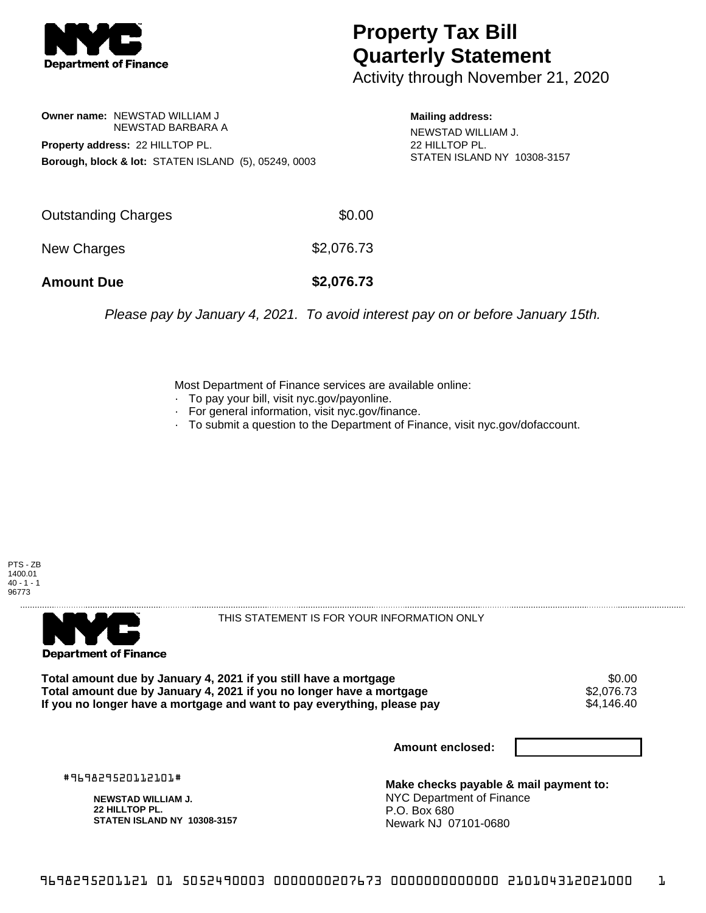# Property Tax Bill Quarterly Statement

Activity through November 21, 2020

**Owner name:** NEWSTAD WILLIAM J
NEWSTAD BARBARA A

**Property address:** 22 HILLTOP PL.

**Borough, block & lot:** STATEN ISLAND (5), 05249, 0003

**Mailing address:**
NEWSTAD WILLIAM J.
22 HILLTOP PL.
STATEN ISLAND NY 10308-3157

| | |
|---|---|
| Outstanding Charges | $0.00 |
| New Charges | $2,076.73 |
| **Amount Due** | **$2,076.73** |

*Please pay by January 4, 2021. To avoid interest pay on or before January 15th.*

Most Department of Finance services are available online:
- To pay your bill, visit nyc.gov/payonline.
- For general information, visit nyc.gov/finance.
- To submit a question to the Department of Finance, visit nyc.gov/dofaccount.

PTS - ZB
1400.01
40 - 1 - 1
96773

THIS STATEMENT IS FOR YOUR INFORMATION ONLY

| | |
|---|---|
| **Total amount due by January 4, 2021 if you still have a mortgage** | $0.00 |
| **Total amount due by January 4, 2021 if you no longer have a mortgage** | $2,076.73 |
| **If you no longer have a mortgage and want to pay everything, please pay** | $4,146.40 |

**Amount enclosed:**

#969829520112101#

**NEWSTAD WILLIAM J.**
**22 HILLTOP PL.**
**STATEN ISLAND NY 10308-3157**

**Make checks payable & mail payment to:**
NYC Department of Finance
P.O. Box 680
Newark NJ 07101-0680

9698295201121 01 5052490003 0000000207673 0000000000000 210104312021000 1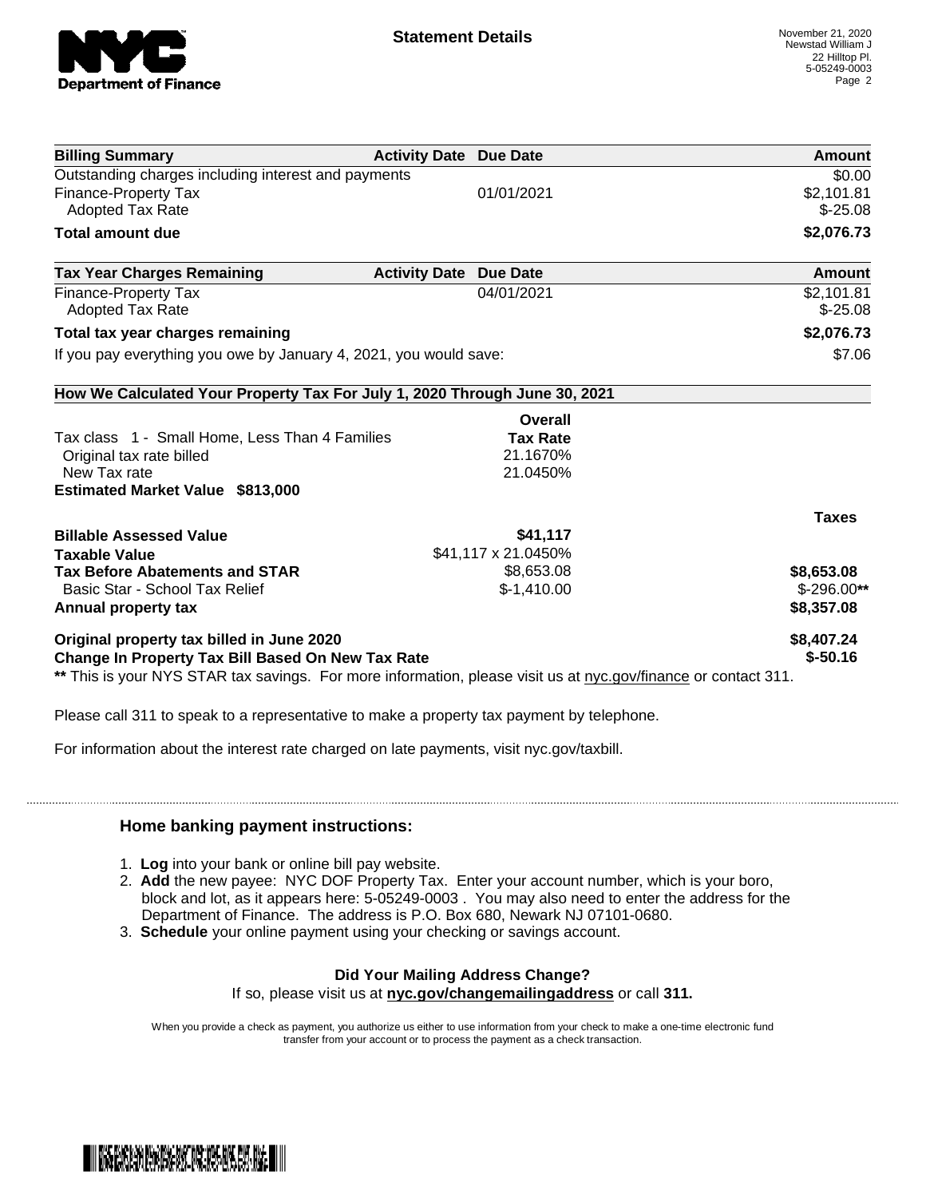## Statement Details

November 21, 2020
Newstad William J
22 Hilltop Pl.
5-05249-0003

| Billing Summary | Activity Date | Due Date | Amount |
|---|---|---|---|
| Outstanding charges including interest and payments | | | $0.00 |
| Finance-Property Tax | | 01/01/2021 | $2,101.81 |
| Adopted Tax Rate | | | $-25.08 |
| **Total amount due** | | | **$2,076.73** |

| Tax Year Charges Remaining | Activity Date | Due Date | Amount |
|---|---|---|---|
| Finance-Property Tax | | 04/01/2021 | $2,101.81 |
| Adopted Tax Rate | | | $-25.08 |
| **Total tax year charges remaining** | | | **$2,076.73** |
| If you pay everything you owe by January 4, 2021, you would save: | | | $7.06 |

### How We Calculated Your Property Tax For July 1, 2020 Through June 30, 2021

| | Overall Tax Rate | Taxes |
|---|---|---|
| Tax class 1 - Small Home, Less Than 4 Families | | |
| Original tax rate billed | 21.1670% | |
| New Tax rate | 21.0450% | |
| **Estimated Market Value $813,000** | | |
| **Billable Assessed Value** | **$41,117** | |
| **Taxable Value** | $41,117 x 21.0450% | |
| **Tax Before Abatements and STAR** | $8,653.08 | **$8,653.08** |
| Basic Star - School Tax Relief | $-1,410.00 | $-296.00** |
| **Annual property tax** | | **$8,357.08** |
| **Original property tax billed in June 2020** | | **$8,407.24** |
| **Change In Property Tax Bill Based On New Tax Rate** | | **$-50.16** |

** This is your NYS STAR tax savings. For more information, please visit us at nyc.gov/finance or contact 311.

Please call 311 to speak to a representative to make a property tax payment by telephone.

For information about the interest rate charged on late payments, visit nyc.gov/taxbill.

### Home banking payment instructions:

1. **Log** into your bank or online bill pay website.
2. **Add** the new payee: NYC DOF Property Tax. Enter your account number, which is your boro, block and lot, as it appears here: 5-05249-0003 . You may also need to enter the address for the Department of Finance. The address is P.O. Box 680, Newark NJ 07101-0680.
3. **Schedule** your online payment using your checking or savings account.

**Did Your Mailing Address Change?**
If so, please visit us at **nyc.gov/changemailingaddress** or call **311.**

When you provide a check as payment, you authorize us either to use information from your check to make a one-time electronic fund transfer from your account or to process the payment as a check transaction.